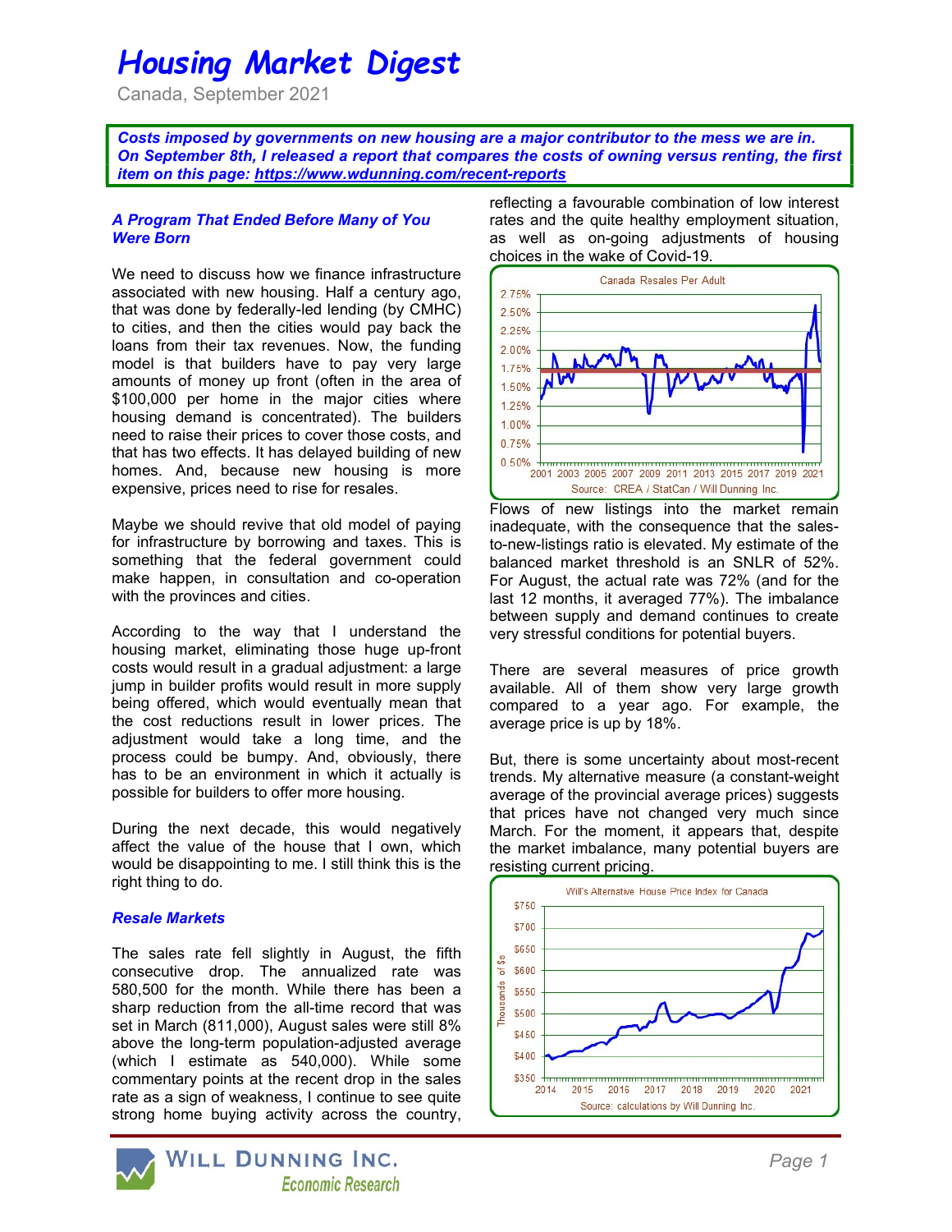# *Housing Market Digest*

Canada, September 2021

***Costs imposed by governments on new housing are a major contributor to the mess we are in. On September 8th, I released a report that compares the costs of owning versus renting, the first item on this page: https://www.wdunning.com/recent-reports***

### *A Program That Ended Before Many of You Were Born*

We need to discuss how we finance infrastructure associated with new housing. Half a century ago, that was done by federally-led lending (by CMHC) to cities, and then the cities would pay back the loans from their tax revenues. Now, the funding model is that builders have to pay very large amounts of money up front (often in the area of $100,000 per home in the major cities where housing demand is concentrated). The builders need to raise their prices to cover those costs, and that has two effects. It has delayed building of new homes. And, because new housing is more expensive, prices need to rise for resales.

Maybe we should revive that old model of paying for infrastructure by borrowing and taxes. This is something that the federal government could make happen, in consultation and co-operation with the provinces and cities.

According to the way that I understand the housing market, eliminating those huge up-front costs would result in a gradual adjustment: a large jump in builder profits would result in more supply being offered, which would eventually mean that the cost reductions result in lower prices. The adjustment would take a long time, and the process could be bumpy. And, obviously, there has to be an environment in which it actually is possible for builders to offer more housing.

During the next decade, this would negatively affect the value of the house that I own, which would be disappointing to me. I still think this is the right thing to do.

### *Resale Markets*

The sales rate fell slightly in August, the fifth consecutive drop. The annualized rate was 580,500 for the month. While there has been a sharp reduction from the all-time record that was set in March (811,000), August sales were still 8% above the long-term population-adjusted average (which I estimate as 540,000). While some commentary points at the recent drop in the sales rate as a sign of weakness, I continue to see quite strong home buying activity across the country, reflecting a favourable combination of low interest rates and the quite healthy employment situation, as well as on-going adjustments of housing choices in the wake of Covid-19.

Canada Resales Per Adult

Source: CREA / StatCan / Will Dunning Inc.

Flows of new listings into the market remain inadequate, with the consequence that the sales-to-new-listings ratio is elevated. My estimate of the balanced market threshold is an SNLR of 52%. For August, the actual rate was 72% (and for the last 12 months, it averaged 77%). The imbalance between supply and demand continues to create very stressful conditions for potential buyers.

There are several measures of price growth available. All of them show very large growth compared to a year ago. For example, the average price is up by 18%.

But, there is some uncertainty about most-recent trends. My alternative measure (a constant-weight average of the provincial average prices) suggests that prices have not changed very much since March. For the moment, it appears that, despite the market imbalance, many potential buyers are resisting current pricing.

Will's Alternative House Price Index for Canada

Source: calculations by Will Dunning Inc.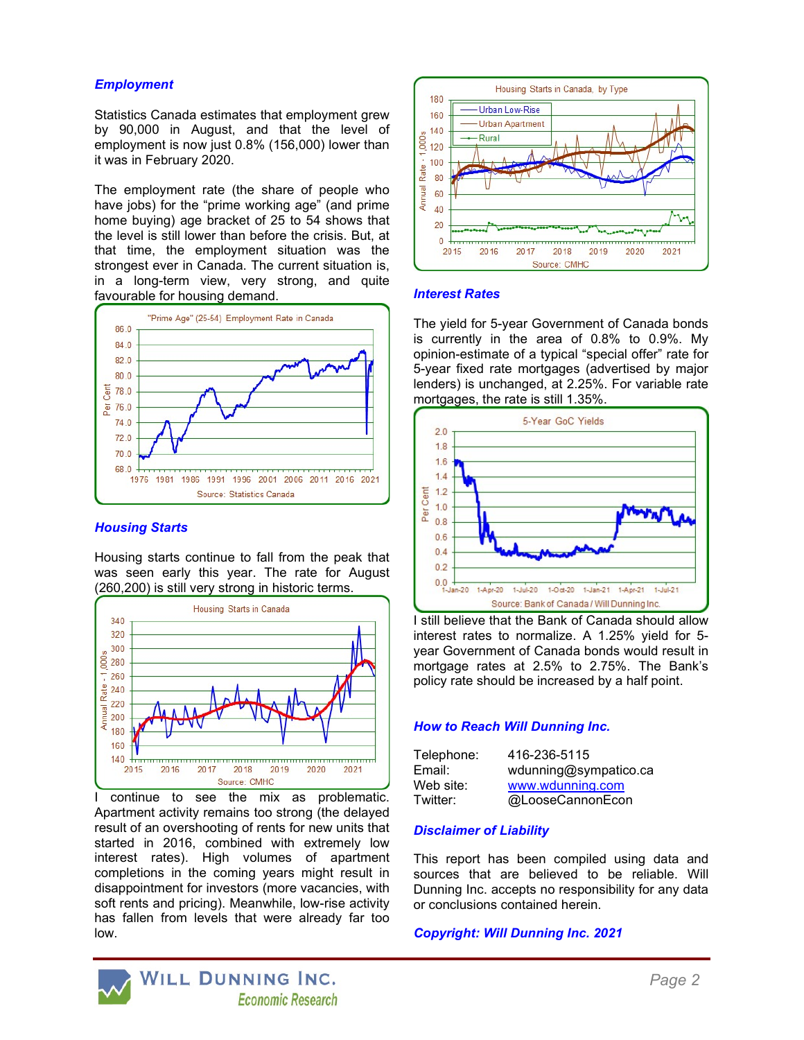## Employment

Statistics Canada estimates that employment grew by 90,000 in August, and that the level of employment is now just 0.8% (156,000) lower than it was in February 2020.

The employment rate (the share of people who have jobs) for the "prime working age" (and prime home buying) age bracket of 25 to 54 shows that the level is still lower than before the crisis. But, at that time, the employment situation was the strongest ever in Canada. The current situation is, in a long-term view, very strong, and quite favourable for housing demand.

"Prime Age" (25-54) Employment Rate in Canada

Per Cent

86.0
84.0
82.0
80.0
78.0
76.0
74.0
72.0
70.0
68.0

1976 1981 1986 1991 1996 2001 2006 2011 2016 2021

Source: Statistics Canada

## Housing Starts

Housing starts continue to fall from the peak that was seen early this year. The rate for August (260,200) is still very strong in historic terms.

Housing Starts in Canada

Annual Rate - 1,000s

340
320
300
280
260
240
220
200
180
160
140

2015 2016 2017 2018 2019 2020 2021

Source: CMHC

I continue to see the mix as problematic. Apartment activity remains too strong (the delayed result of an overshooting of rents for new units that started in 2016, combined with extremely low interest rates). High volumes of apartment completions in the coming years might result in disappointment for investors (more vacancies, with soft rents and pricing). Meanwhile, low-rise activity has fallen from levels that were already far too low.

Housing Starts in Canada, by Type

Urban Low-Rise
Urban Apartment
Rural

Annual Rate - 1,000s

180
160
140
120
100
80
60
40
20
0

2015 2016 2017 2018 2019 2020 2021

Source: CMHC

## Interest Rates

The yield for 5-year Government of Canada bonds is currently in the area of 0.8% to 0.9%. My opinion-estimate of a typical "special offer" rate for 5-year fixed rate mortgages (advertised by major lenders) is unchanged, at 2.25%. For variable rate mortgages, the rate is still 1.35%.

5-Year GoC Yields

Per Cent

2.0
1.8
1.6
1.4
1.2
1.0
0.8
0.6
0.4
0.2
0.0

1-Jan-20 1-Apr-20 1-Jul-20 1-Oct-20 1-Jan-21 1-Apr-21 1-Jul-21

Source: Bank of Canada / Will Dunning Inc.

I still believe that the Bank of Canada should allow interest rates to normalize. A 1.25% yield for 5-year Government of Canada bonds would result in mortgage rates at 2.5% to 2.75%. The Bank's policy rate should be increased by a half point.

## How to Reach Will Dunning Inc.

| | |
|---|---|
| Telephone: | 416-236-5115 |
| Email: | wdunning@sympatico.ca |
| Web site: | www.wdunning.com |
| Twitter: | @LooseCannonEcon |

## Disclaimer of Liability

This report has been compiled using data and sources that are believed to be reliable. Will Dunning Inc. accepts no responsibility for any data or conclusions contained herein.

## Copyright: Will Dunning Inc. 2021